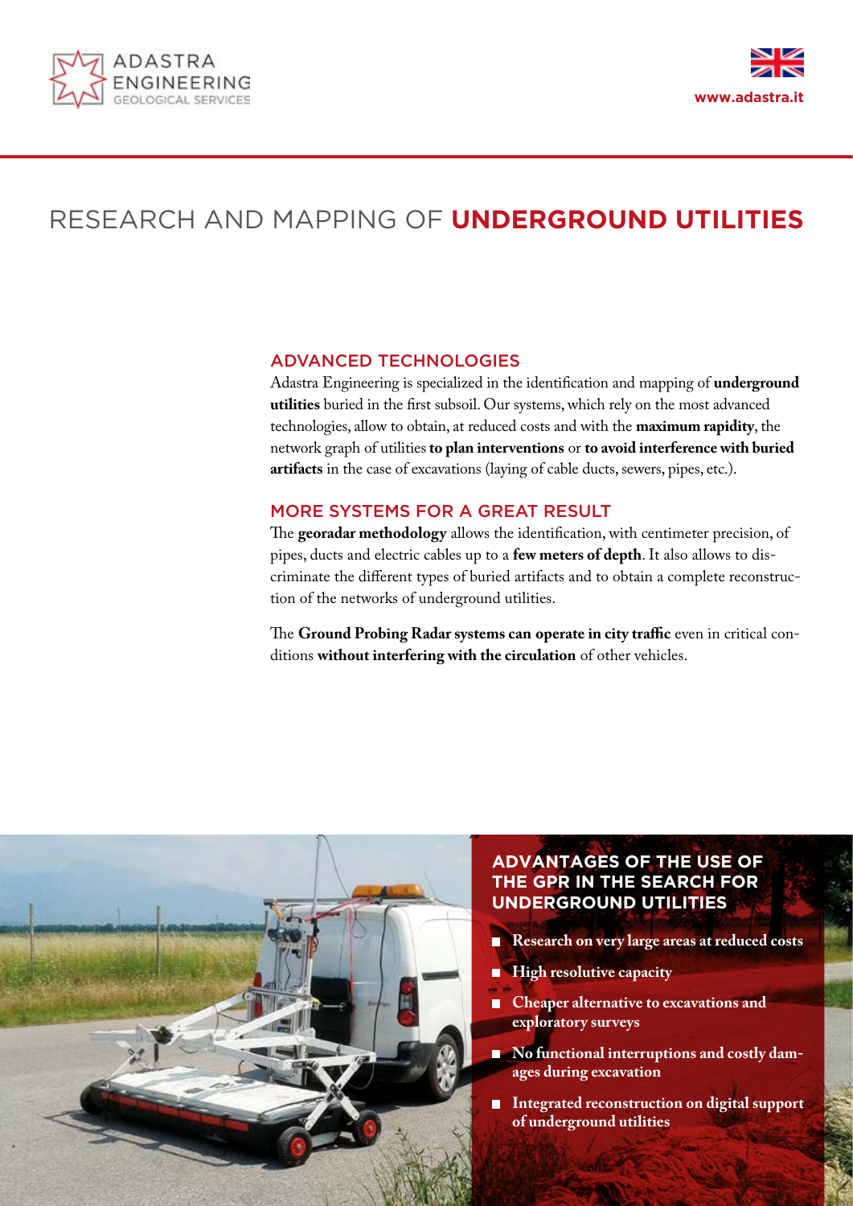# RESEARCH AND MAPPING OF **UNDERGROUND UTILITIES**

## ADVANCED TECHNOLOGIES

Adastra Engineering is specialized in the identification and mapping of **underground utilities** buried in the first subsoil. Our systems, which rely on the most advanced technologies, allow to obtain, at reduced costs and with the **maximum rapidity**, the network graph of utilities **to plan interventions** or **to avoid interference with buried artifacts** in the case of excavations (laying of cable ducts, sewers, pipes, etc.).

## MORE SYSTEMS FOR A GREAT RESULT

The **georadar methodology** allows the identification, with centimeter precision, of pipes, ducts and electric cables up to a **few meters of depth**. It also allows to discriminate the different types of buried artifacts and to obtain a complete reconstruction of the networks of underground utilities.

The **Ground Probing Radar systems can operate in city traffic** even in critical conditions **without interfering with the circulation** of other vehicles.

## ADVANTAGES OF THE USE OF THE GPR IN THE SEARCH FOR UNDERGROUND UTILITIES

- **Research on very large areas at reduced costs**
- **High resolutive capacity**
- **Cheaper alternative to excavations and exploratory surveys**
- **No functional interruptions and costly damages during excavation**
- **Integrated reconstruction on digital support of underground utilities**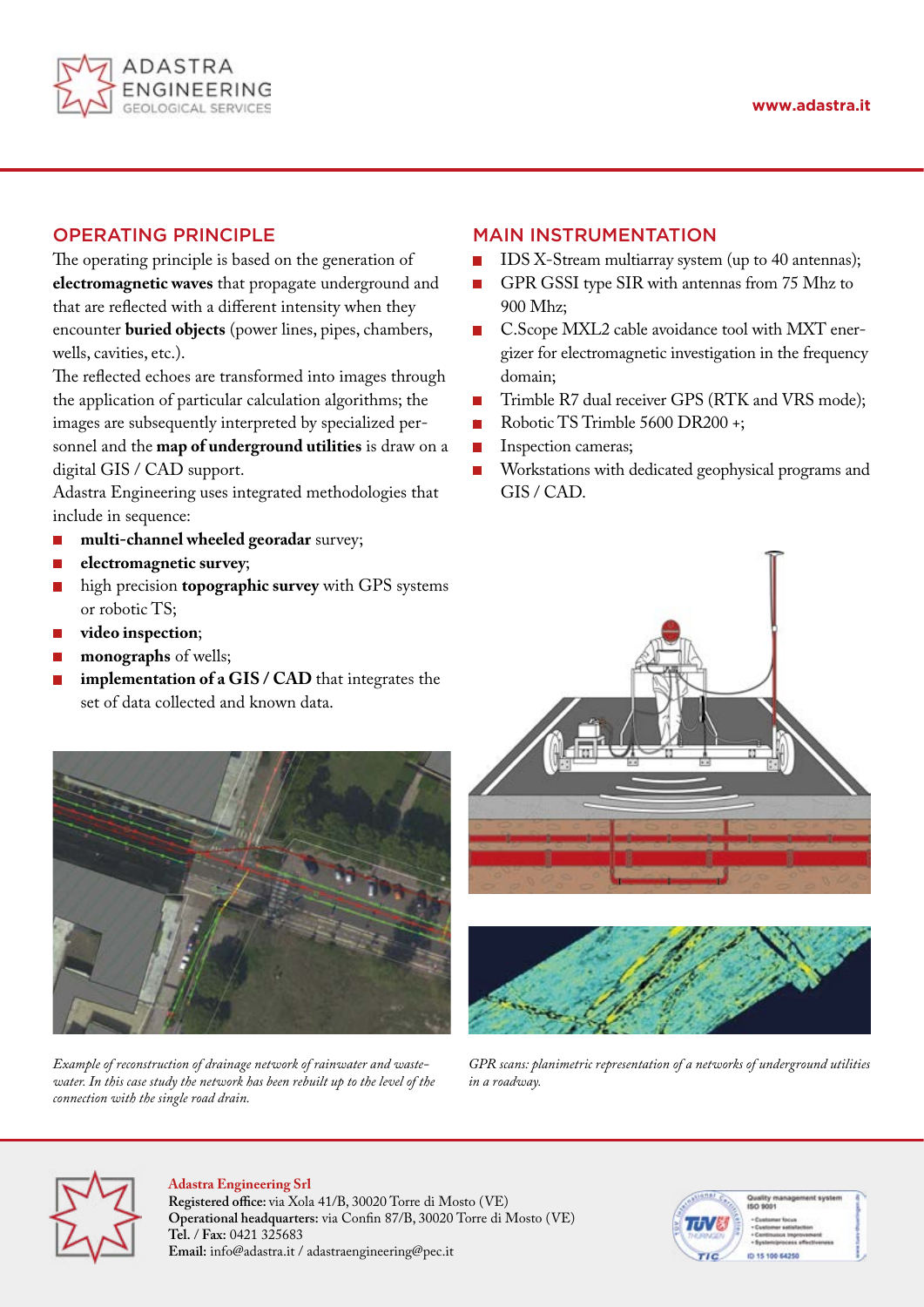## OPERATING PRINCIPLE

The operating principle is based on the generation of **electromagnetic waves** that propagate underground and that are reflected with a different intensity when they encounter **buried objects** (power lines, pipes, chambers, wells, cavities, etc.).

The reflected echoes are transformed into images through the application of particular calculation algorithms; the images are subsequently interpreted by specialized personnel and the **map of underground utilities** is draw on a digital GIS / CAD support.

Adastra Engineering uses integrated methodologies that include in sequence:

- **multi-channel wheeled georadar** survey;
- **electromagnetic survey**;
- high precision **topographic survey** with GPS systems or robotic TS;
- **video inspection**;
- **monographs** of wells;
- **implementation of a GIS / CAD** that integrates the set of data collected and known data.

## MAIN INSTRUMENTATION

- IDS X-Stream multiarray system (up to 40 antennas);
- GPR GSSI type SIR with antennas from 75 Mhz to 900 Mhz;
- C.Scope MXL2 cable avoidance tool with MXT energizer for electromagnetic investigation in the frequency domain;
- Trimble R7 dual receiver GPS (RTK and VRS mode);
- Robotic TS Trimble 5600 DR200 +;
- Inspection cameras;
- Workstations with dedicated geophysical programs and GIS / CAD.

*Example of reconstruction of drainage network of rainwater and wastewater. In this case study the network has been rebuilt up to the level of the connection with the single road drain.*

*GPR scans: planimetric representation of a networks of underground utilities in a roadway.*

**Adastra Engineering Srl**
**Registered office:** via Xola 41/B, 30020 Torre di Mosto (VE)
**Operational headquarters:** via Confin 87/B, 30020 Torre di Mosto (VE)
**Tel. / Fax:** 0421 325683
**Email:** info@adastra.it / adastraengineering@pec.it